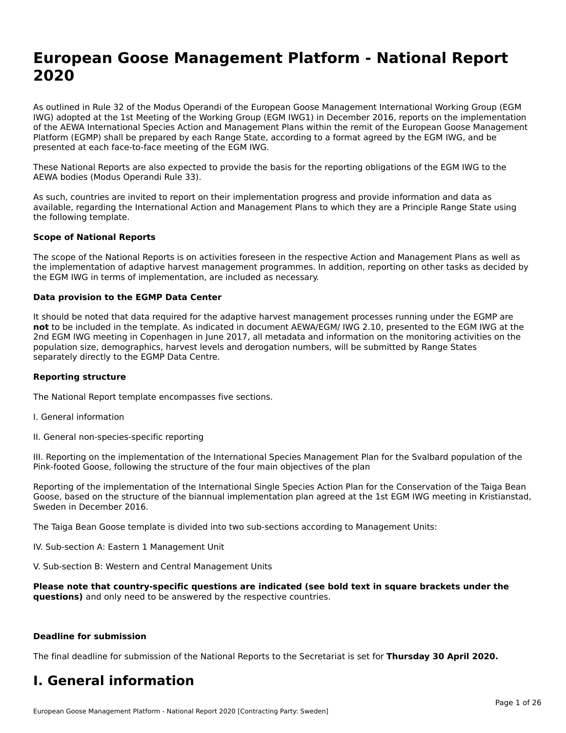# European Goose Management Platform - National Report 2020

As outlined in Rule 32 of the Modus Operandi of the European Goose Management International Working Group (EGM IWG) adopted at the 1st Meeting of the Working Group (EGM IWG1) in December 2016, reports on the implementation of the AEWA International Species Action and Management Plans within the remit of the European Goose Management Platform (EGMP) shall be prepared by each Range State, according to a format agreed by the EGM IWG, and be presented at each face-to-face meeting of the EGM IWG.

These National Reports are also expected to provide the basis for the reporting obligations of the EGM IWG to the AEWA bodies (Modus Operandi Rule 33).

As such, countries are invited to report on their implementation progress and provide information and data as available, regarding the International Action and Management Plans to which they are a Principle Range State using the following template.

**Scope of National Reports**

The scope of the National Reports is on activities foreseen in the respective Action and Management Plans as well as the implementation of adaptive harvest management programmes. In addition, reporting on other tasks as decided by the EGM IWG in terms of implementation, are included as necessary.

**Data provision to the EGMP Data Center**

It should be noted that data required for the adaptive harvest management processes running under the EGMP are **not** to be included in the template. As indicated in document AEWA/EGM/ IWG 2.10, presented to the EGM IWG at the 2nd EGM IWG meeting in Copenhagen in June 2017, all metadata and information on the monitoring activities on the population size, demographics, harvest levels and derogation numbers, will be submitted by Range States separately directly to the EGMP Data Centre.

**Reporting structure**

The National Report template encompasses five sections.

I. General information

II. General non-species-specific reporting

III. Reporting on the implementation of the International Species Management Plan for the Svalbard population of the Pink-footed Goose, following the structure of the four main objectives of the plan

Reporting of the implementation of the International Single Species Action Plan for the Conservation of the Taiga Bean Goose, based on the structure of the biannual implementation plan agreed at the 1st EGM IWG meeting in Kristianstad, Sweden in December 2016.

The Taiga Bean Goose template is divided into two sub-sections according to Management Units:

IV. Sub-section A: Eastern 1 Management Unit

V. Sub-section B: Western and Central Management Units

**Please note that country-specific questions are indicated (see bold text in square brackets under the questions)** and only need to be answered by the respective countries.

**Deadline for submission**

The final deadline for submission of the National Reports to the Secretariat is set for **Thursday 30 April 2020.**

# I. General information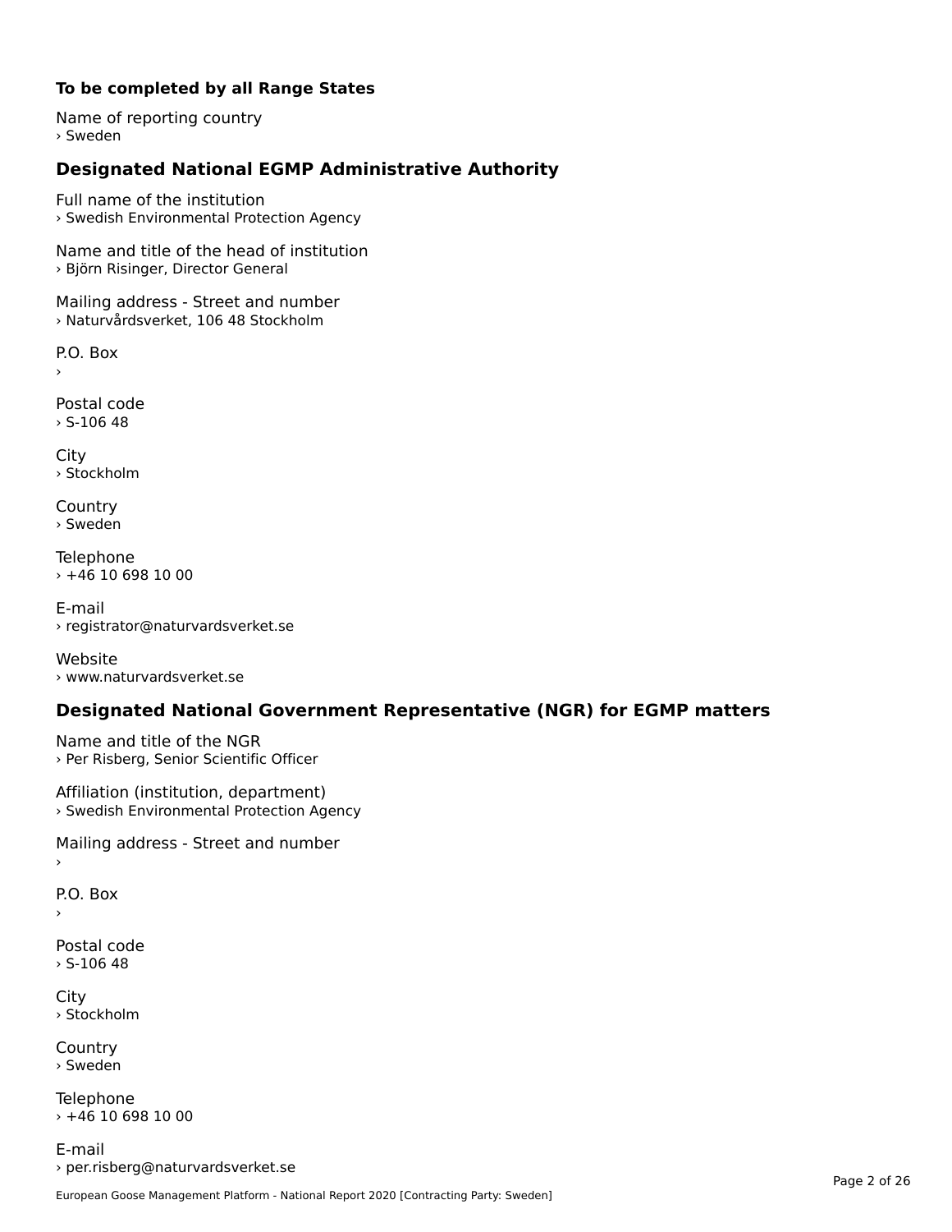**To be completed by all Range States**

Name of reporting country
› Sweden

## Designated National EGMP Administrative Authority

Full name of the institution
› Swedish Environmental Protection Agency

Name and title of the head of institution
› Björn Risinger, Director General

Mailing address - Street and number
› Naturvårdsverket, 106 48 Stockholm

P.O. Box
›

Postal code
› S-106 48

City
› Stockholm

Country
› Sweden

Telephone
› +46 10 698 10 00

E-mail
› registrator@naturvardsverket.se

Website
› www.naturvardsverket.se

## Designated National Government Representative (NGR) for EGMP matters

Name and title of the NGR
› Per Risberg, Senior Scientific Officer

Affiliation (institution, department)
› Swedish Environmental Protection Agency

Mailing address - Street and number
›

P.O. Box
›

Postal code
› S-106 48

City
› Stockholm

Country
› Sweden

Telephone
› +46 10 698 10 00

E-mail
› per.risberg@naturvardsverket.se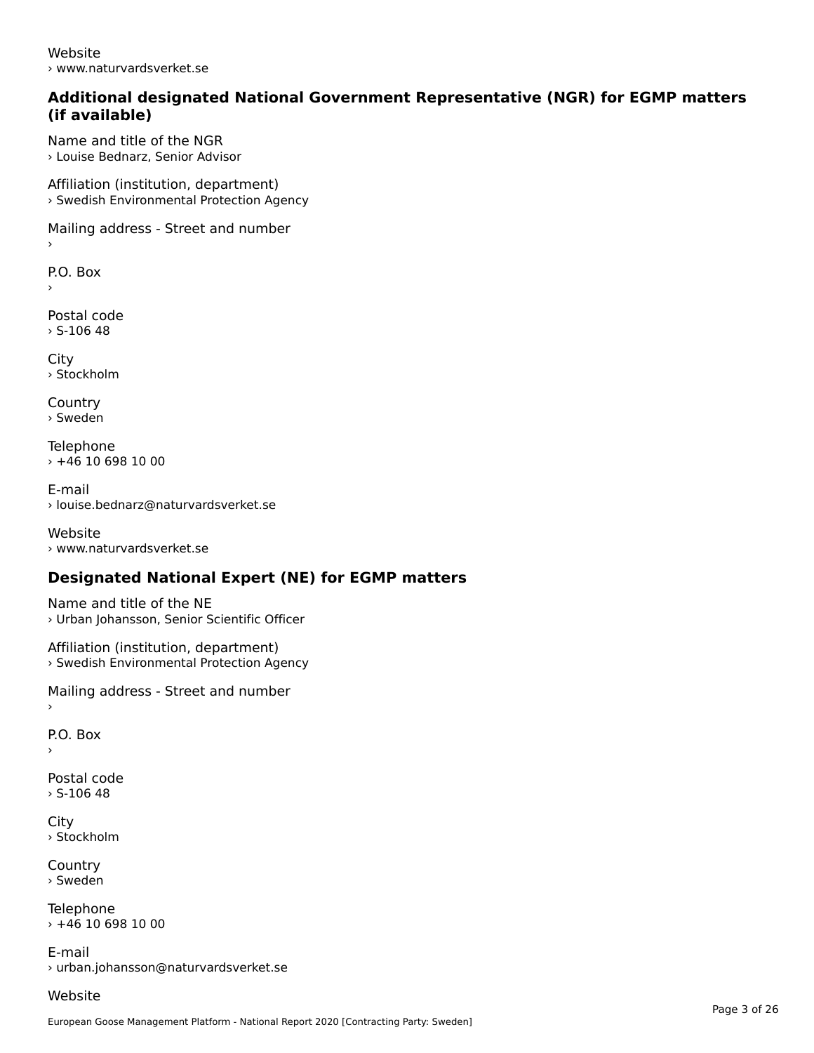Website
› www.naturvardsverket.se

## Additional designated National Government Representative (NGR) for EGMP matters (if available)

Name and title of the NGR
› Louise Bednarz, Senior Advisor

Affiliation (institution, department)
› Swedish Environmental Protection Agency

Mailing address - Street and number
›

P.O. Box
›

Postal code
› S-106 48

City
› Stockholm

Country
› Sweden

Telephone
› +46 10 698 10 00

E-mail
› louise.bednarz@naturvardsverket.se

Website
› www.naturvardsverket.se

## Designated National Expert (NE) for EGMP matters

Name and title of the NE
› Urban Johansson, Senior Scientific Officer

Affiliation (institution, department)
› Swedish Environmental Protection Agency

Mailing address - Street and number
›

P.O. Box
›

Postal code
› S-106 48

City
› Stockholm

Country
› Sweden

Telephone
› +46 10 698 10 00

E-mail
› urban.johansson@naturvardsverket.se

Website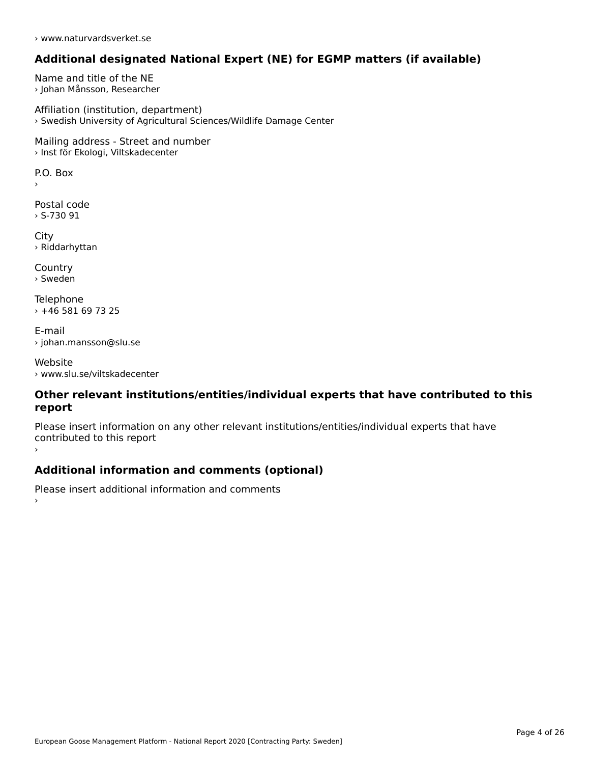› www.naturvardsverket.se

## Additional designated National Expert (NE) for EGMP matters (if available)

Name and title of the NE
› Johan Månsson, Researcher

Affiliation (institution, department)
› Swedish University of Agricultural Sciences/Wildlife Damage Center

Mailing address - Street and number
› Inst för Ekologi, Viltskadecenter

P.O. Box
›

Postal code
› S-730 91

City
› Riddarhyttan

Country
› Sweden

Telephone
› +46 581 69 73 25

E-mail
› johan.mansson@slu.se

Website
› www.slu.se/viltskadecenter

## Other relevant institutions/entities/individual experts that have contributed to this report

Please insert information on any other relevant institutions/entities/individual experts that have contributed to this report
›

## Additional information and comments (optional)

Please insert additional information and comments
›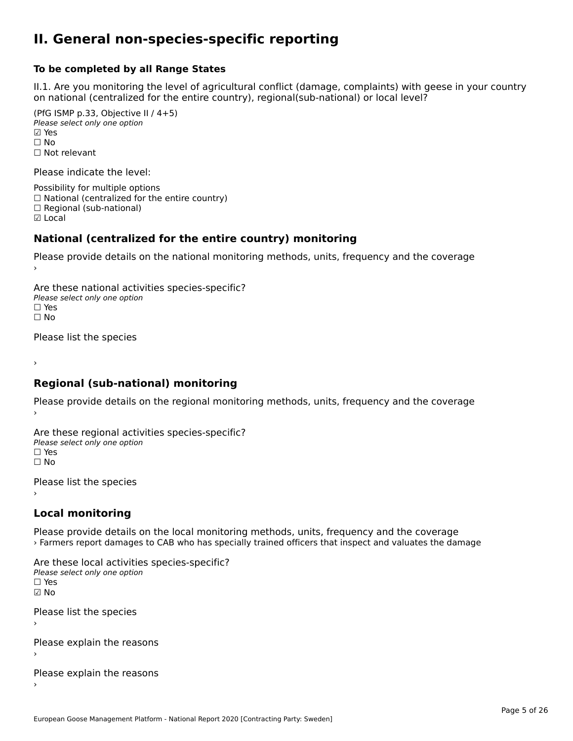# II. General non-species-specific reporting

**To be completed by all Range States**

II.1. Are you monitoring the level of agricultural conflict (damage, complaints) with geese in your country on national (centralized for the entire country), regional(sub-national) or local level?

(PfG ISMP p.33, Objective II / 4+5)
*Please select only one option*
☑ Yes
☐ No
☐ Not relevant

Please indicate the level:

Possibility for multiple options
☐ National (centralized for the entire country)
☐ Regional (sub-national)
☑ Local

## National (centralized for the entire country) monitoring

Please provide details on the national monitoring methods, units, frequency and the coverage
›

Are these national activities species-specific?
*Please select only one option*
☐ Yes
☐ No

Please list the species

›

## Regional (sub-national) monitoring

Please provide details on the regional monitoring methods, units, frequency and the coverage
›

Are these regional activities species-specific?
*Please select only one option*
☐ Yes
☐ No

Please list the species
›

## Local monitoring

Please provide details on the local monitoring methods, units, frequency and the coverage
› Farmers report damages to CAB who has specially trained officers that inspect and valuates the damage

Are these local activities species-specific?
*Please select only one option*
☐ Yes
☑ No

Please list the species
›

Please explain the reasons
›

Please explain the reasons
›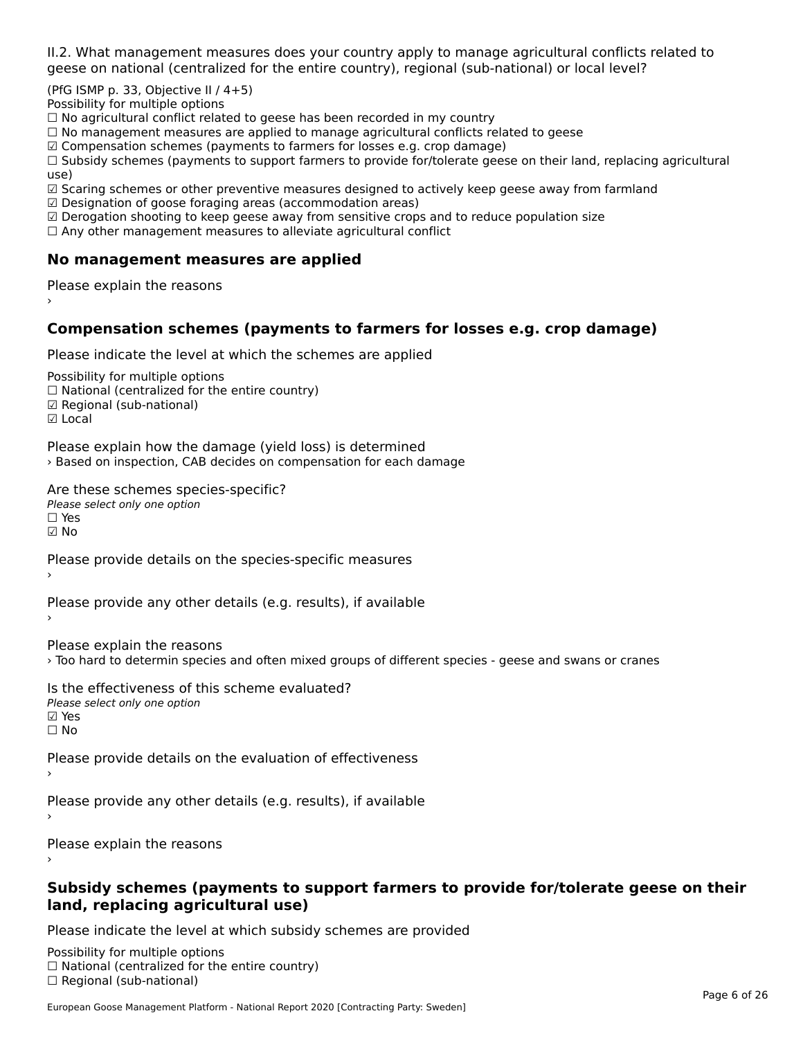II.2. What management measures does your country apply to manage agricultural conflicts related to geese on national (centralized for the entire country), regional (sub-national) or local level?

(PfG ISMP p. 33, Objective II / 4+5)
Possibility for multiple options
☐ No agricultural conflict related to geese has been recorded in my country
☐ No management measures are applied to manage agricultural conflicts related to geese
☑ Compensation schemes (payments to farmers for losses e.g. crop damage)
☐ Subsidy schemes (payments to support farmers to provide for/tolerate geese on their land, replacing agricultural use)
☑ Scaring schemes or other preventive measures designed to actively keep geese away from farmland
☑ Designation of goose foraging areas (accommodation areas)
☑ Derogation shooting to keep geese away from sensitive crops and to reduce population size
☐ Any other management measures to alleviate agricultural conflict

## No management measures are applied

Please explain the reasons
›

## Compensation schemes (payments to farmers for losses e.g. crop damage)

Please indicate the level at which the schemes are applied

Possibility for multiple options
☐ National (centralized for the entire country)
☑ Regional (sub-national)
☑ Local

Please explain how the damage (yield loss) is determined
› Based on inspection, CAB decides on compensation for each damage

Are these schemes species-specific?
*Please select only one option*
☐ Yes
☑ No

Please provide details on the species-specific measures
›

Please provide any other details (e.g. results), if available
›

Please explain the reasons
› Too hard to determin species and often mixed groups of different species - geese and swans or cranes

Is the effectiveness of this scheme evaluated?
*Please select only one option*
☑ Yes
☐ No

Please provide details on the evaluation of effectiveness
›

Please provide any other details (e.g. results), if available
›

Please explain the reasons
›

## Subsidy schemes (payments to support farmers to provide for/tolerate geese on their land, replacing agricultural use)

Please indicate the level at which subsidy schemes are provided

Possibility for multiple options
☐ National (centralized for the entire country)
☐ Regional (sub-national)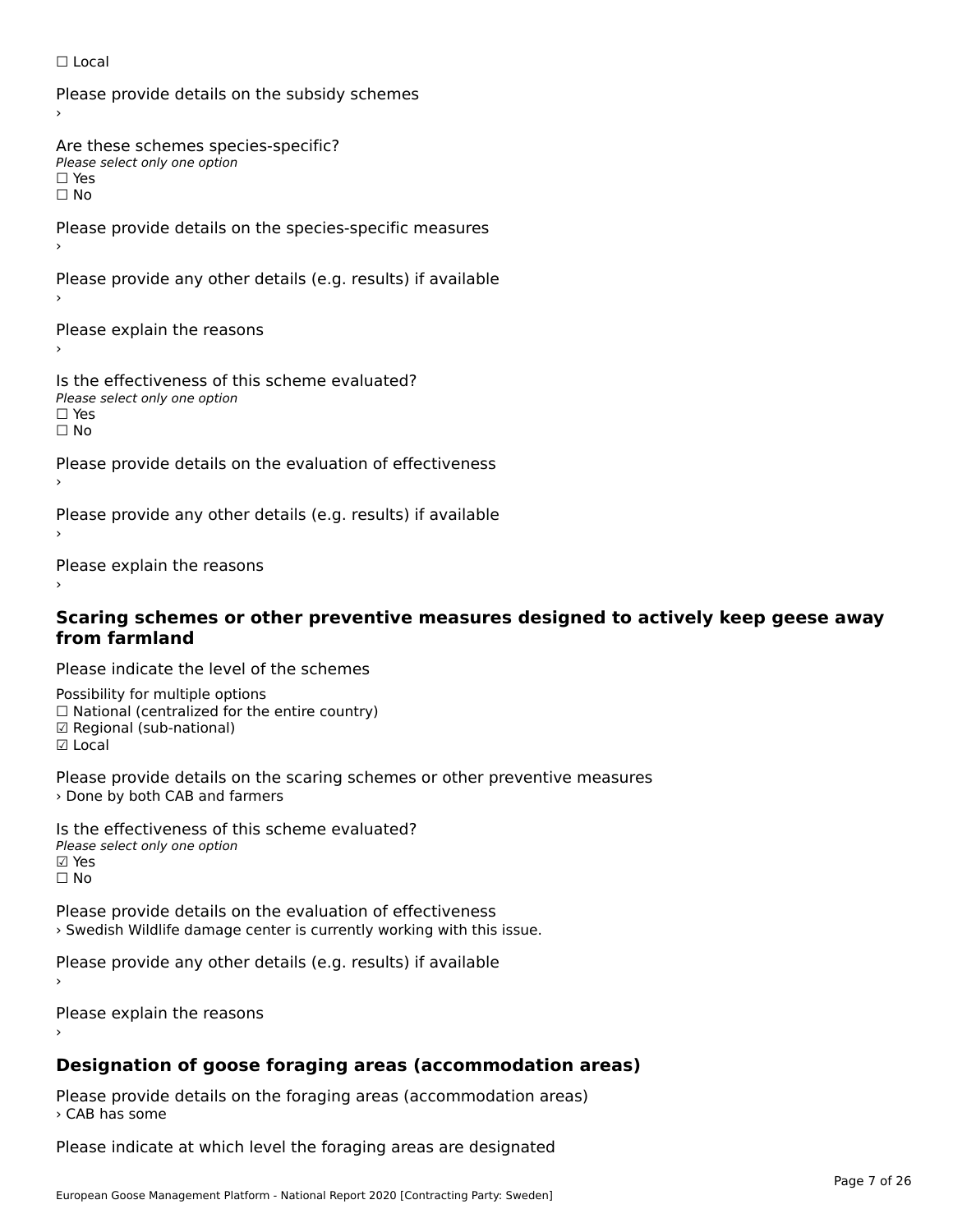☐ Local

Please provide details on the subsidy schemes
›

Are these schemes species-specific?
*Please select only one option*
☐ Yes
☐ No

Please provide details on the species-specific measures
›

Please provide any other details (e.g. results) if available
›

Please explain the reasons
›

Is the effectiveness of this scheme evaluated?
*Please select only one option*
☐ Yes
☐ No

Please provide details on the evaluation of effectiveness
›

Please provide any other details (e.g. results) if available
›

Please explain the reasons
›

### Scaring schemes or other preventive measures designed to actively keep geese away from farmland

Please indicate the level of the schemes

Possibility for multiple options
☐ National (centralized for the entire country)
☑ Regional (sub-national)
☑ Local

Please provide details on the scaring schemes or other preventive measures
› Done by both CAB and farmers

Is the effectiveness of this scheme evaluated?
*Please select only one option*
☑ Yes
☐ No

Please provide details on the evaluation of effectiveness
› Swedish Wildlife damage center is currently working with this issue.

Please provide any other details (e.g. results) if available
›

Please explain the reasons
›

### Designation of goose foraging areas (accommodation areas)

Please provide details on the foraging areas (accommodation areas)
› CAB has some

Please indicate at which level the foraging areas are designated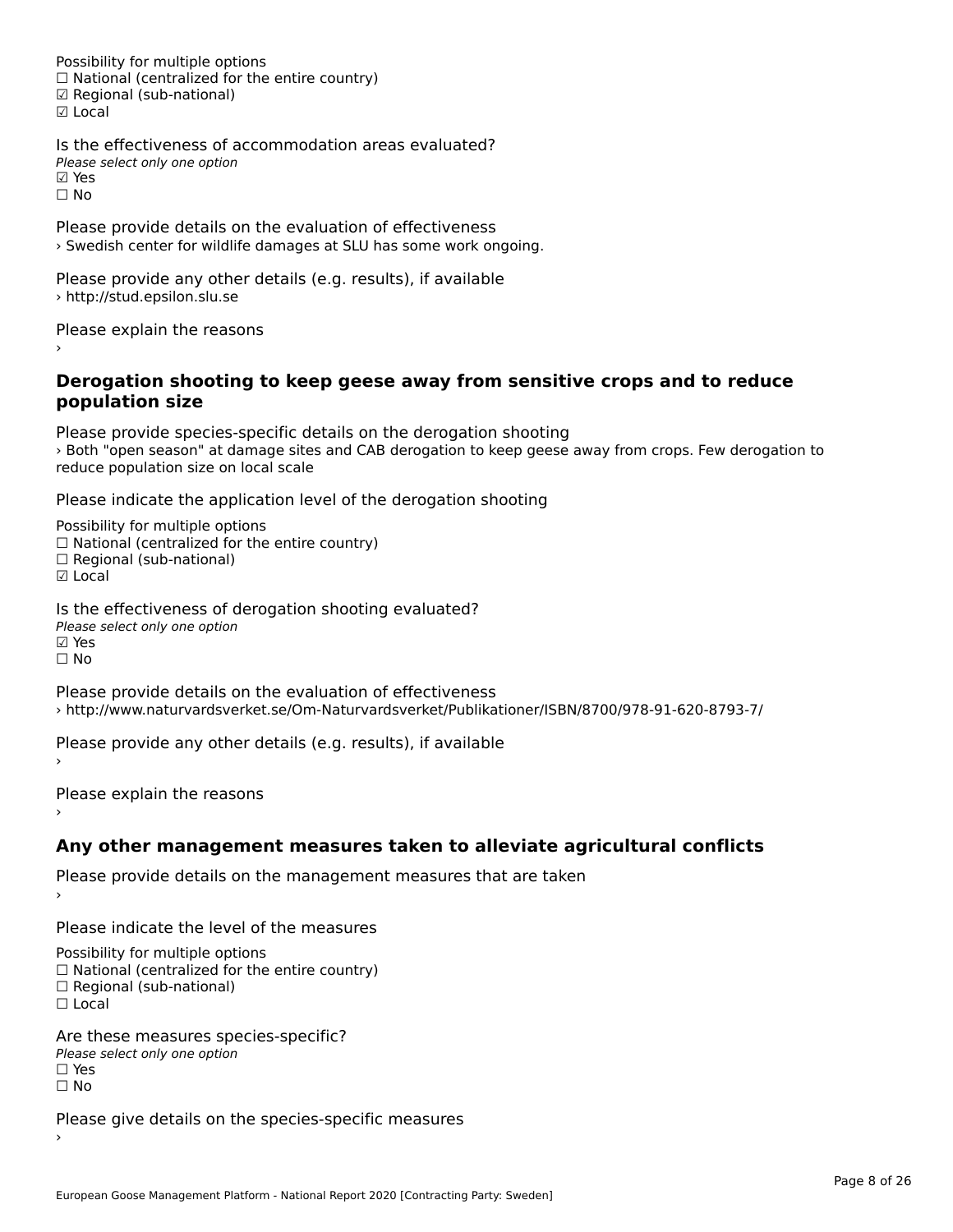Possibility for multiple options
☐ National (centralized for the entire country)
☑ Regional (sub-national)
☑ Local

Is the effectiveness of accommodation areas evaluated?
*Please select only one option*
☑ Yes
☐ No

Please provide details on the evaluation of effectiveness
› Swedish center for wildlife damages at SLU has some work ongoing.

Please provide any other details (e.g. results), if available
› http://stud.epsilon.slu.se

Please explain the reasons
›

### Derogation shooting to keep geese away from sensitive crops and to reduce population size

Please provide species-specific details on the derogation shooting
› Both "open season" at damage sites and CAB derogation to keep geese away from crops. Few derogation to reduce population size on local scale

Please indicate the application level of the derogation shooting

Possibility for multiple options
☐ National (centralized for the entire country)
☐ Regional (sub-national)
☑ Local

Is the effectiveness of derogation shooting evaluated?
*Please select only one option*
☑ Yes
☐ No

Please provide details on the evaluation of effectiveness
› http://www.naturvardsverket.se/Om-Naturvardsverket/Publikationer/ISBN/8700/978-91-620-8793-7/

Please provide any other details (e.g. results), if available
›

Please explain the reasons
›

### Any other management measures taken to alleviate agricultural conflicts

Please provide details on the management measures that are taken
›

Please indicate the level of the measures

Possibility for multiple options
☐ National (centralized for the entire country)
☐ Regional (sub-national)
☐ Local

Are these measures species-specific?
*Please select only one option*
☐ Yes
☐ No

Please give details on the species-specific measures
›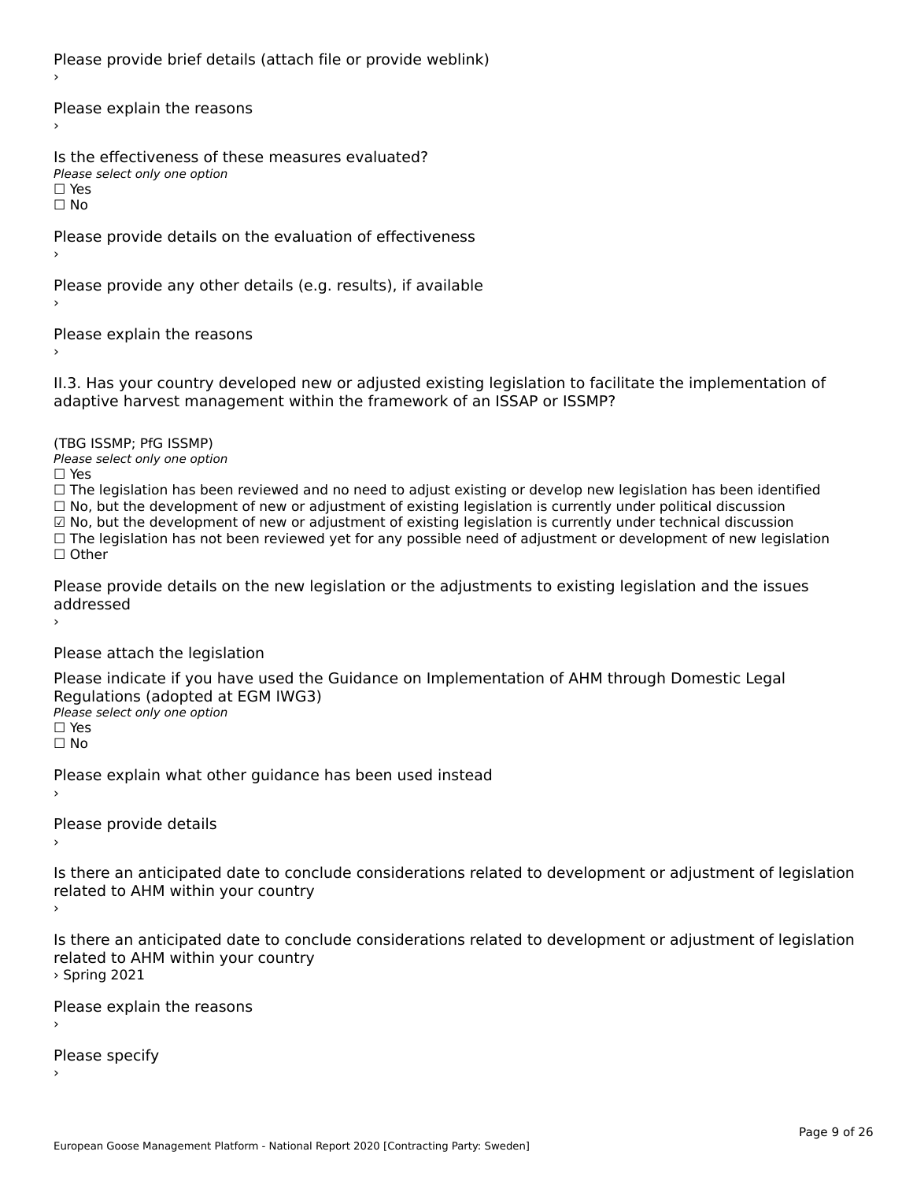Please provide brief details (attach file or provide weblink)

›

Please explain the reasons

›

Is the effectiveness of these measures evaluated?

*Please select only one option*

☐ Yes

☐ No

Please provide details on the evaluation of effectiveness

›

Please provide any other details (e.g. results), if available

›

Please explain the reasons

›

II.3. Has your country developed new or adjusted existing legislation to facilitate the implementation of adaptive harvest management within the framework of an ISSAP or ISSMP?

(TBG ISSMP; PfG ISSMP)

*Please select only one option*

☐ Yes

☐ The legislation has been reviewed and no need to adjust existing or develop new legislation has been identified

☐ No, but the development of new or adjustment of existing legislation is currently under political discussion

☑ No, but the development of new or adjustment of existing legislation is currently under technical discussion

☐ The legislation has not been reviewed yet for any possible need of adjustment or development of new legislation

☐ Other

Please provide details on the new legislation or the adjustments to existing legislation and the issues addressed

›

Please attach the legislation

Please indicate if you have used the Guidance on Implementation of AHM through Domestic Legal Regulations (adopted at EGM IWG3)

*Please select only one option*

☐ Yes

☐ No

Please explain what other guidance has been used instead

›

Please provide details

›

Is there an anticipated date to conclude considerations related to development or adjustment of legislation related to AHM within your country

›

Is there an anticipated date to conclude considerations related to development or adjustment of legislation related to AHM within your country

› Spring 2021

Please explain the reasons

›

Please specify

›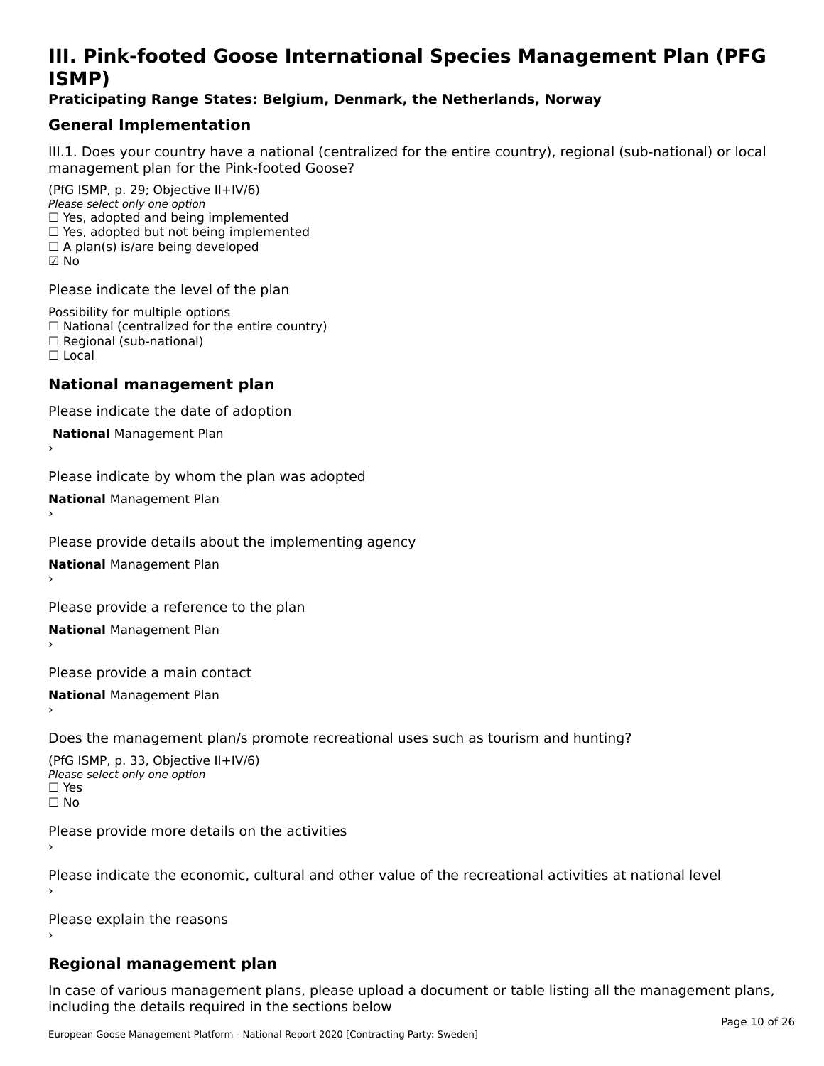# III. Pink-footed Goose International Species Management Plan (PFG ISMP)

**Praticipating Range States: Belgium, Denmark, the Netherlands, Norway**

## General Implementation

III.1. Does your country have a national (centralized for the entire country), regional (sub-national) or local management plan for the Pink-footed Goose?

(PfG ISMP, p. 29; Objective II+IV/6)
*Please select only one option*
☐ Yes, adopted and being implemented
☐ Yes, adopted but not being implemented
☐ A plan(s) is/are being developed
☑ No

Please indicate the level of the plan

Possibility for multiple options
☐ National (centralized for the entire country)
☐ Regional (sub-national)
☐ Local

## National management plan

Please indicate the date of adoption

**National** Management Plan
›

Please indicate by whom the plan was adopted

**National** Management Plan
›

Please provide details about the implementing agency

**National** Management Plan
›

Please provide a reference to the plan

**National** Management Plan
›

Please provide a main contact

**National** Management Plan
›

Does the management plan/s promote recreational uses such as tourism and hunting?

(PfG ISMP, p. 33, Objective II+IV/6)
*Please select only one option*
☐ Yes
☐ No

Please provide more details on the activities
›

Please indicate the economic, cultural and other value of the recreational activities at national level
›

Please explain the reasons
›

## Regional management plan

In case of various management plans, please upload a document or table listing all the management plans, including the details required in the sections below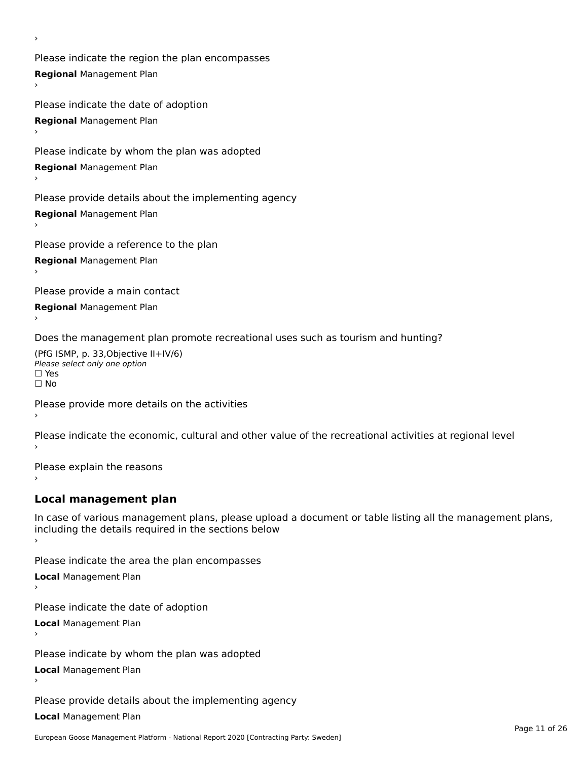›

Please indicate the region the plan encompasses

**Regional** Management Plan

›

Please indicate the date of adoption

**Regional** Management Plan

›

Please indicate by whom the plan was adopted

**Regional** Management Plan

›

Please provide details about the implementing agency

**Regional** Management Plan

›

Please provide a reference to the plan

**Regional** Management Plan

›

Please provide a main contact

**Regional** Management Plan

›

Does the management plan promote recreational uses such as tourism and hunting?

(PfG ISMP, p. 33,Objective II+IV/6)

*Please select only one option*

☐ Yes

☐ No

Please provide more details on the activities

›

Please indicate the economic, cultural and other value of the recreational activities at regional level

›

Please explain the reasons

›

## Local management plan

In case of various management plans, please upload a document or table listing all the management plans, including the details required in the sections below

›

Please indicate the area the plan encompasses

**Local** Management Plan

›

Please indicate the date of adoption

**Local** Management Plan

›

Please indicate by whom the plan was adopted

**Local** Management Plan

›

Please provide details about the implementing agency

**Local** Management Plan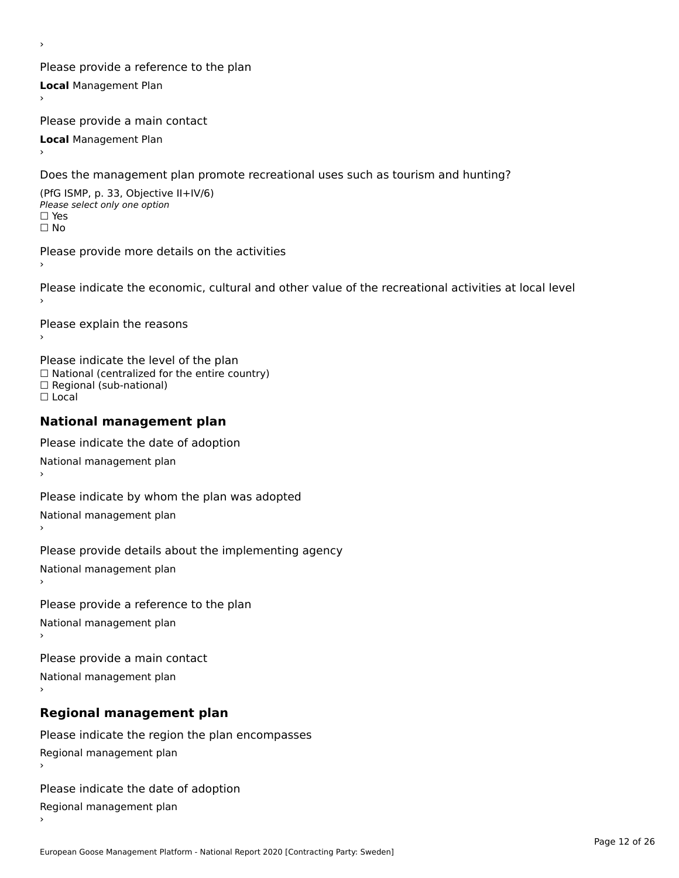›

Please provide a reference to the plan

**Local** Management Plan

›

Please provide a main contact

**Local** Management Plan

›

Does the management plan promote recreational uses such as tourism and hunting?

(PfG ISMP, p. 33, Objective II+IV/6)

*Please select only one option*

☐ Yes

☐ No

Please provide more details on the activities

›

Please indicate the economic, cultural and other value of the recreational activities at local level

›

Please explain the reasons

›

Please indicate the level of the plan

☐ National (centralized for the entire country)

☐ Regional (sub-national)

☐ Local

## National management plan

Please indicate the date of adoption

National management plan

›

Please indicate by whom the plan was adopted

National management plan

›

Please provide details about the implementing agency

National management plan

›

Please provide a reference to the plan

National management plan

›

Please provide a main contact

National management plan

›

## Regional management plan

Please indicate the region the plan encompasses

Regional management plan

›

Please indicate the date of adoption

Regional management plan

›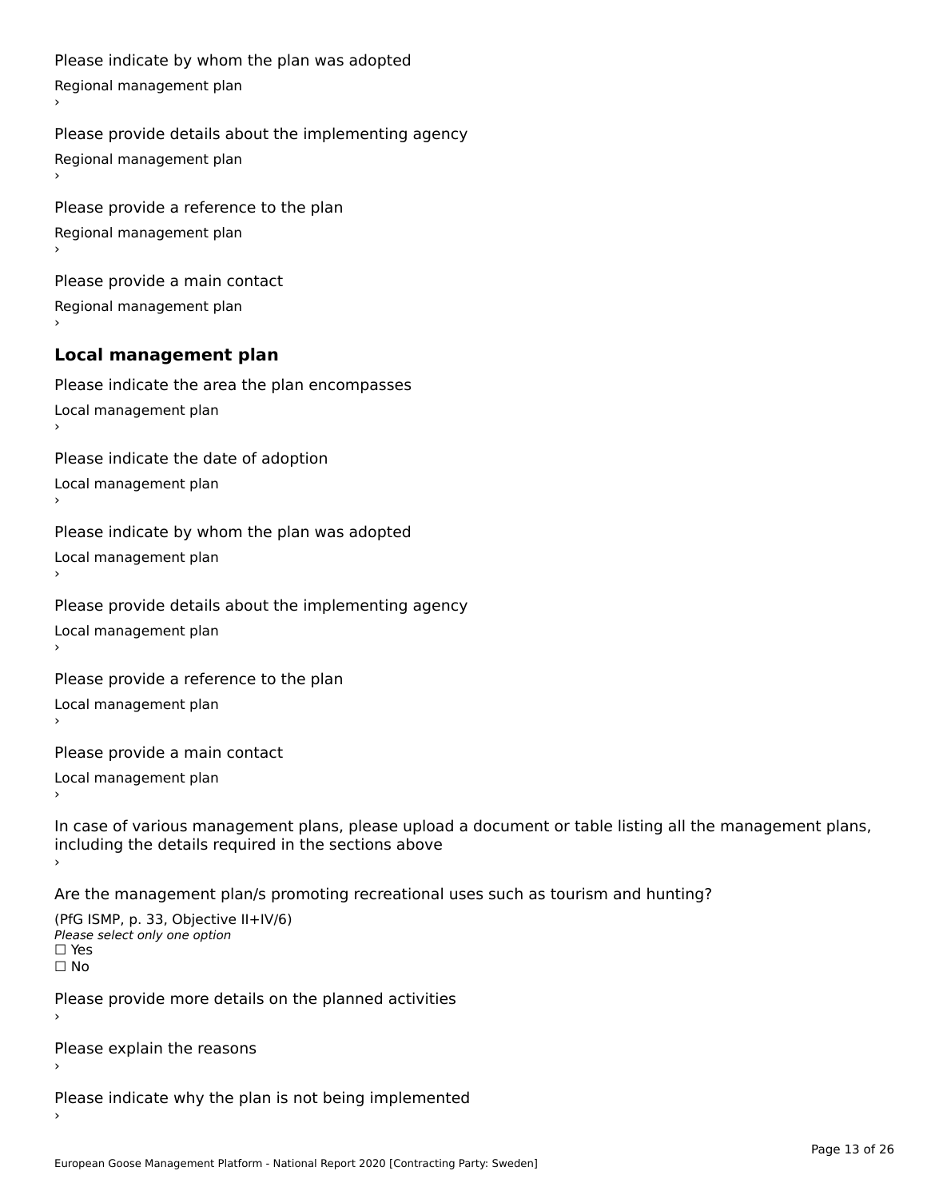Please indicate by whom the plan was adopted

Regional management plan

›

Please provide details about the implementing agency

Regional management plan

›

Please provide a reference to the plan

Regional management plan

›

Please provide a main contact

Regional management plan

›

### Local management plan

Please indicate the area the plan encompasses

Local management plan

›

Please indicate the date of adoption

Local management plan

›

Please indicate by whom the plan was adopted

Local management plan

›

Please provide details about the implementing agency

Local management plan

›

Please provide a reference to the plan

Local management plan

›

Please provide a main contact

Local management plan

›

In case of various management plans, please upload a document or table listing all the management plans, including the details required in the sections above

›

Are the management plan/s promoting recreational uses such as tourism and hunting?

(PfG ISMP, p. 33, Objective II+IV/6)

*Please select only one option*

☐ Yes

☐ No

Please provide more details on the planned activities

›

Please explain the reasons

›

Please indicate why the plan is not being implemented

›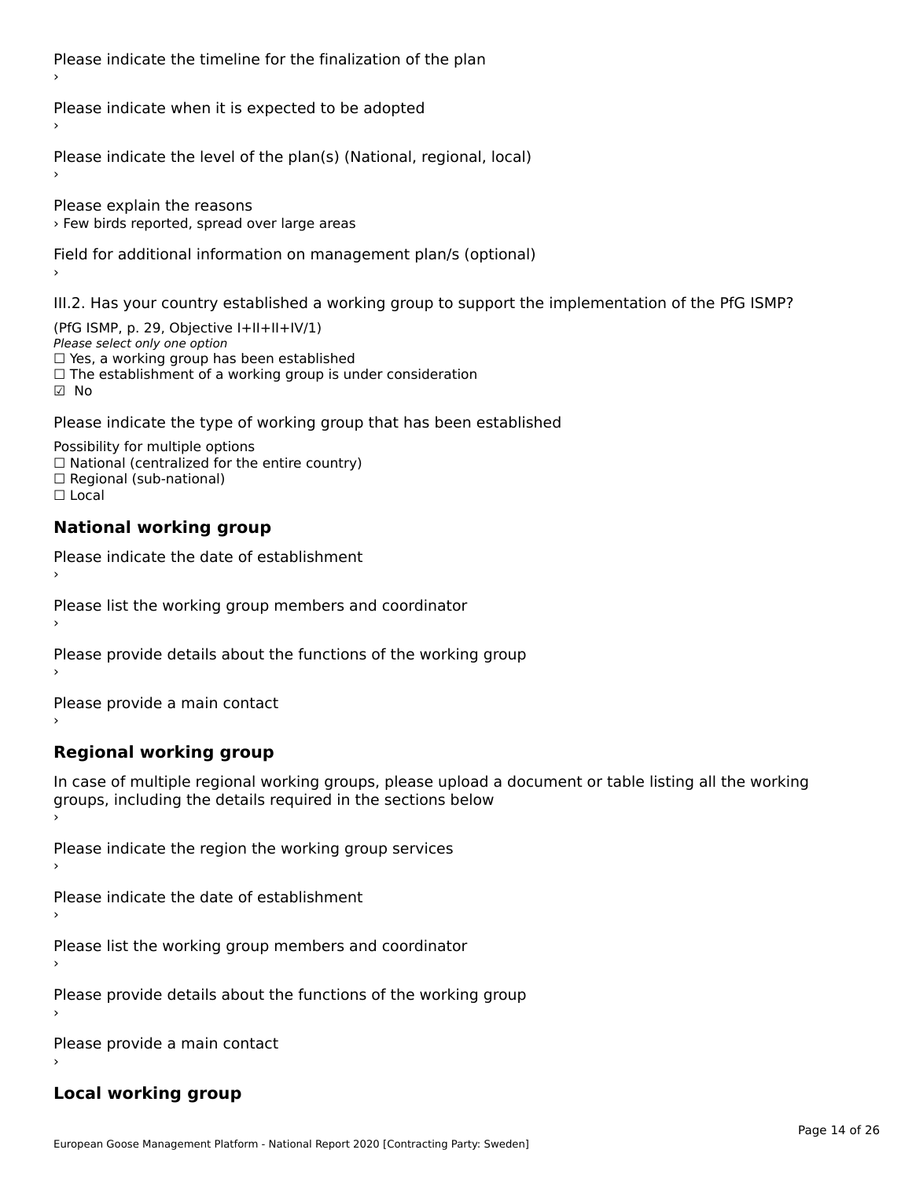Please indicate the timeline for the finalization of the plan

›

Please indicate when it is expected to be adopted

›

Please indicate the level of the plan(s) (National, regional, local)

›

Please explain the reasons

› Few birds reported, spread over large areas

Field for additional information on management plan/s (optional)

›

III.2. Has your country established a working group to support the implementation of the PfG ISMP?

(PfG ISMP, p. 29, Objective I+II+II+IV/1)

*Please select only one option*

☐ Yes, a working group has been established
☐ The establishment of a working group is under consideration
☑ No

Please indicate the type of working group that has been established

Possibility for multiple options

☐ National (centralized for the entire country)
☐ Regional (sub-national)
☐ Local

## National working group

Please indicate the date of establishment

›

Please list the working group members and coordinator

›

Please provide details about the functions of the working group

›

Please provide a main contact

›

## Regional working group

In case of multiple regional working groups, please upload a document or table listing all the working groups, including the details required in the sections below

›

Please indicate the region the working group services

›

Please indicate the date of establishment

›

Please list the working group members and coordinator

›

Please provide details about the functions of the working group

›

Please provide a main contact

›

## Local working group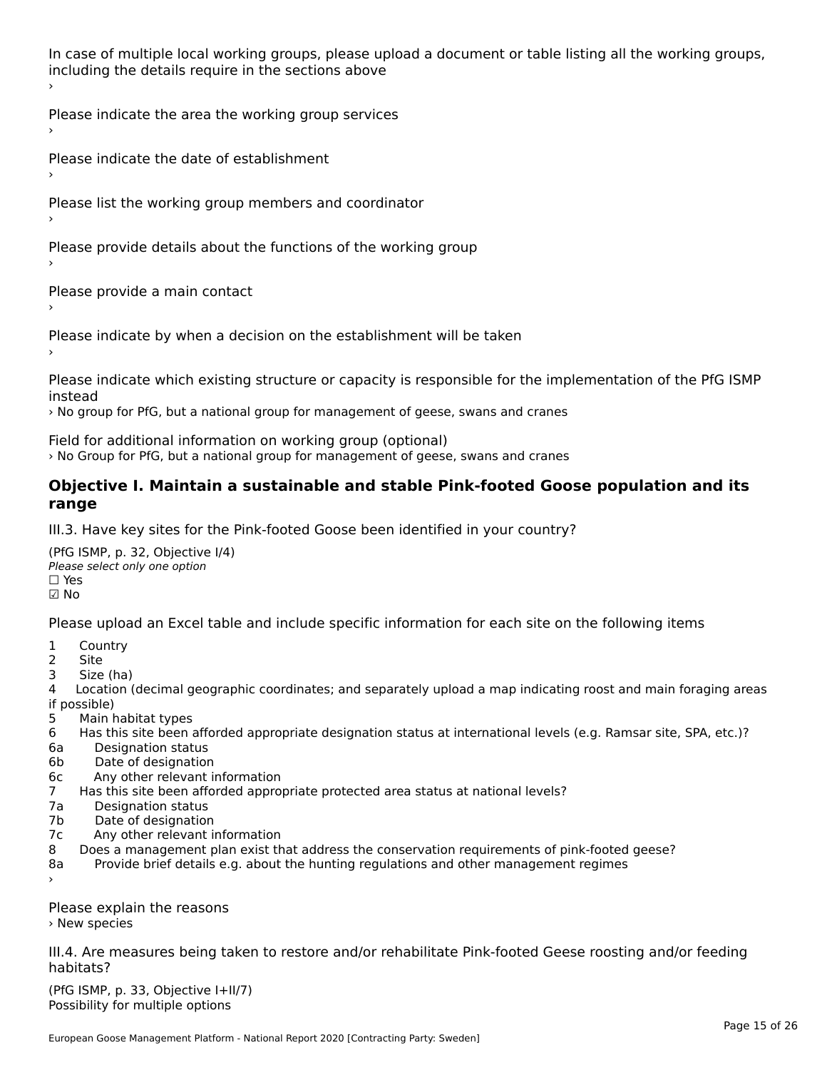In case of multiple local working groups, please upload a document or table listing all the working groups, including the details require in the sections above
›

Please indicate the area the working group services
›

Please indicate the date of establishment
›

Please list the working group members and coordinator
›

Please provide details about the functions of the working group
›

Please provide a main contact
›

Please indicate by when a decision on the establishment will be taken
›

Please indicate which existing structure or capacity is responsible for the implementation of the PfG ISMP instead
› No group for PfG, but a national group for management of geese, swans and cranes

Field for additional information on working group (optional)
› No Group for PfG, but a national group for management of geese, swans and cranes

## Objective I. Maintain a sustainable and stable Pink-footed Goose population and its range

III.3. Have key sites for the Pink-footed Goose been identified in your country?

(PfG ISMP, p. 32, Objective I/4)
*Please select only one option*
☐ Yes
☑ No

Please upload an Excel table and include specific information for each site on the following items

1 Country
2 Site
3 Size (ha)
4 Location (decimal geographic coordinates; and separately upload a map indicating roost and main foraging areas if possible)
5 Main habitat types
6 Has this site been afforded appropriate designation status at international levels (e.g. Ramsar site, SPA, etc.)?
6a Designation status
6b Date of designation
6c Any other relevant information
7 Has this site been afforded appropriate protected area status at national levels?
7a Designation status
7b Date of designation
7c Any other relevant information
8 Does a management plan exist that address the conservation requirements of pink-footed geese?
8a Provide brief details e.g. about the hunting regulations and other management regimes
›

Please explain the reasons
› New species

III.4. Are measures being taken to restore and/or rehabilitate Pink-footed Geese roosting and/or feeding habitats?

(PfG ISMP, p. 33, Objective I+II/7)
Possibility for multiple options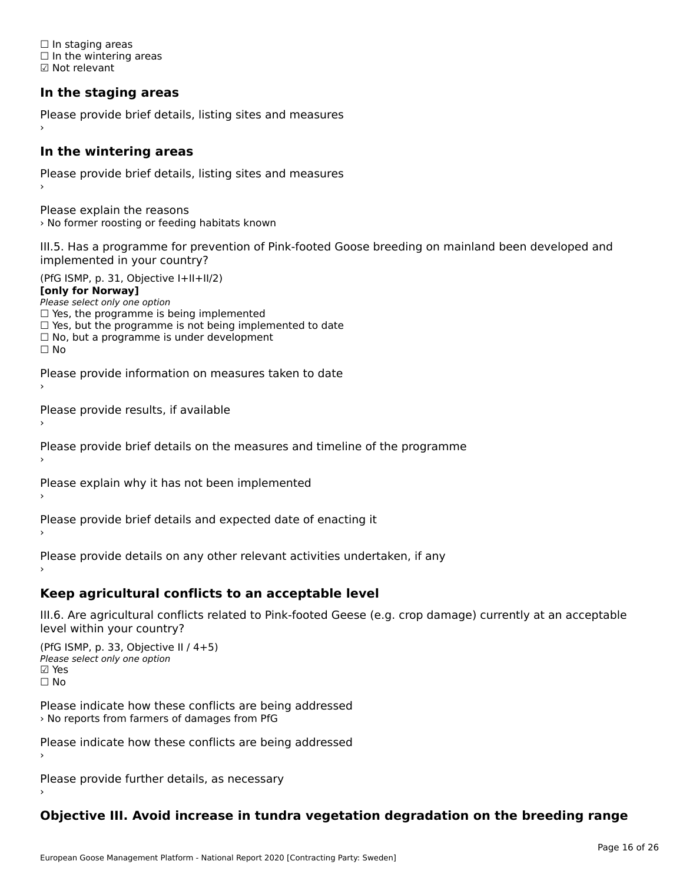☐ In staging areas
☐ In the wintering areas
☑ Not relevant

### In the staging areas

Please provide brief details, listing sites and measures
›

### In the wintering areas

Please provide brief details, listing sites and measures
›

Please explain the reasons
› No former roosting or feeding habitats known

III.5. Has a programme for prevention of Pink-footed Goose breeding on mainland been developed and implemented in your country?

(PfG ISMP, p. 31, Objective I+II+II/2)
**[only for Norway]**
*Please select only one option*
☐ Yes, the programme is being implemented
☐ Yes, but the programme is not being implemented to date
☐ No, but a programme is under development
☐ No

Please provide information on measures taken to date
›

Please provide results, if available
›

Please provide brief details on the measures and timeline of the programme
›

Please explain why it has not been implemented
›

Please provide brief details and expected date of enacting it
›

Please provide details on any other relevant activities undertaken, if any
›

### Keep agricultural conflicts to an acceptable level

III.6. Are agricultural conflicts related to Pink-footed Geese (e.g. crop damage) currently at an acceptable level within your country?

(PfG ISMP, p. 33, Objective II / 4+5)
*Please select only one option*
☑ Yes
☐ No

Please indicate how these conflicts are being addressed
› No reports from farmers of damages from PfG

Please indicate how these conflicts are being addressed
›

Please provide further details, as necessary
›

### Objective III. Avoid increase in tundra vegetation degradation on the breeding range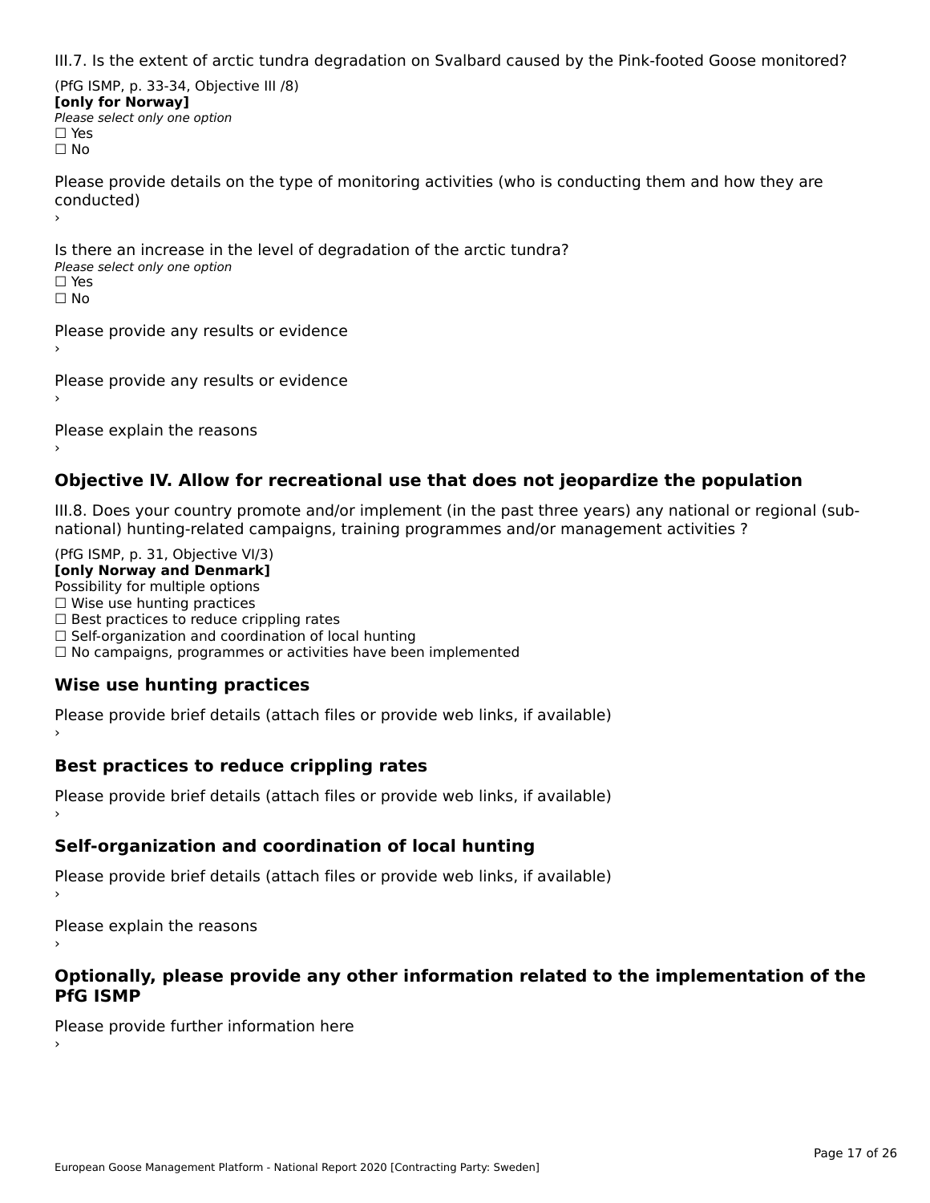III.7. Is the extent of arctic tundra degradation on Svalbard caused by the Pink-footed Goose monitored?

(PfG ISMP, p. 33-34, Objective III /8)
**[only for Norway]**
*Please select only one option*
☐ Yes
☐ No

Please provide details on the type of monitoring activities (who is conducting them and how they are conducted)
›

Is there an increase in the level of degradation of the arctic tundra?
*Please select only one option*
☐ Yes
☐ No

Please provide any results or evidence
›

Please provide any results or evidence
›

Please explain the reasons
›

## Objective IV. Allow for recreational use that does not jeopardize the population

III.8. Does your country promote and/or implement (in the past three years) any national or regional (sub-national) hunting-related campaigns, training programmes and/or management activities ?

(PfG ISMP, p. 31, Objective VI/3)
**[only Norway and Denmark]**
Possibility for multiple options
☐ Wise use hunting practices
☐ Best practices to reduce crippling rates
☐ Self-organization and coordination of local hunting
☐ No campaigns, programmes or activities have been implemented

### Wise use hunting practices

Please provide brief details (attach files or provide web links, if available)
›

### Best practices to reduce crippling rates

Please provide brief details (attach files or provide web links, if available)
›

### Self-organization and coordination of local hunting

Please provide brief details (attach files or provide web links, if available)
›

Please explain the reasons
›

## Optionally, please provide any other information related to the implementation of the PfG ISMP

Please provide further information here
›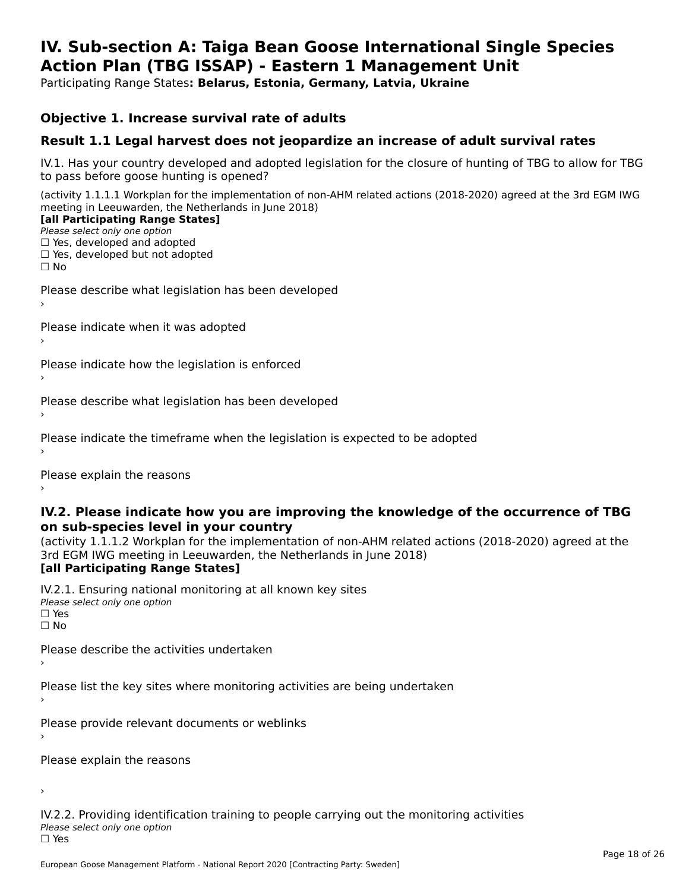# IV. Sub-section A: Taiga Bean Goose International Single Species Action Plan (TBG ISSAP) - Eastern 1 Management Unit

Participating Range States**: Belarus, Estonia, Germany, Latvia, Ukraine**

## Objective 1. Increase survival rate of adults

## Result 1.1 Legal harvest does not jeopardize an increase of adult survival rates

IV.1. Has your country developed and adopted legislation for the closure of hunting of TBG to allow for TBG to pass before goose hunting is opened?

(activity 1.1.1.1 Workplan for the implementation of non-AHM related actions (2018-2020) agreed at the 3rd EGM IWG meeting in Leeuwarden, the Netherlands in June 2018)

**[all Participating Range States]**

*Please select only one option*

☐ Yes, developed and adopted
☐ Yes, developed but not adopted
☐ No

Please describe what legislation has been developed
›

Please indicate when it was adopted
›

Please indicate how the legislation is enforced
›

Please describe what legislation has been developed
›

Please indicate the timeframe when the legislation is expected to be adopted
›

Please explain the reasons
›

## IV.2. Please indicate how you are improving the knowledge of the occurrence of TBG on sub-species level in your country

(activity 1.1.1.2 Workplan for the implementation of non-AHM related actions (2018-2020) agreed at the 3rd EGM IWG meeting in Leeuwarden, the Netherlands in June 2018)

**[all Participating Range States]**

IV.2.1. Ensuring national monitoring at all known key sites

*Please select only one option*

☐ Yes
☐ No

Please describe the activities undertaken
›

Please list the key sites where monitoring activities are being undertaken
›

Please provide relevant documents or weblinks
›

Please explain the reasons

›

IV.2.2. Providing identification training to people carrying out the monitoring activities

*Please select only one option*

☐ Yes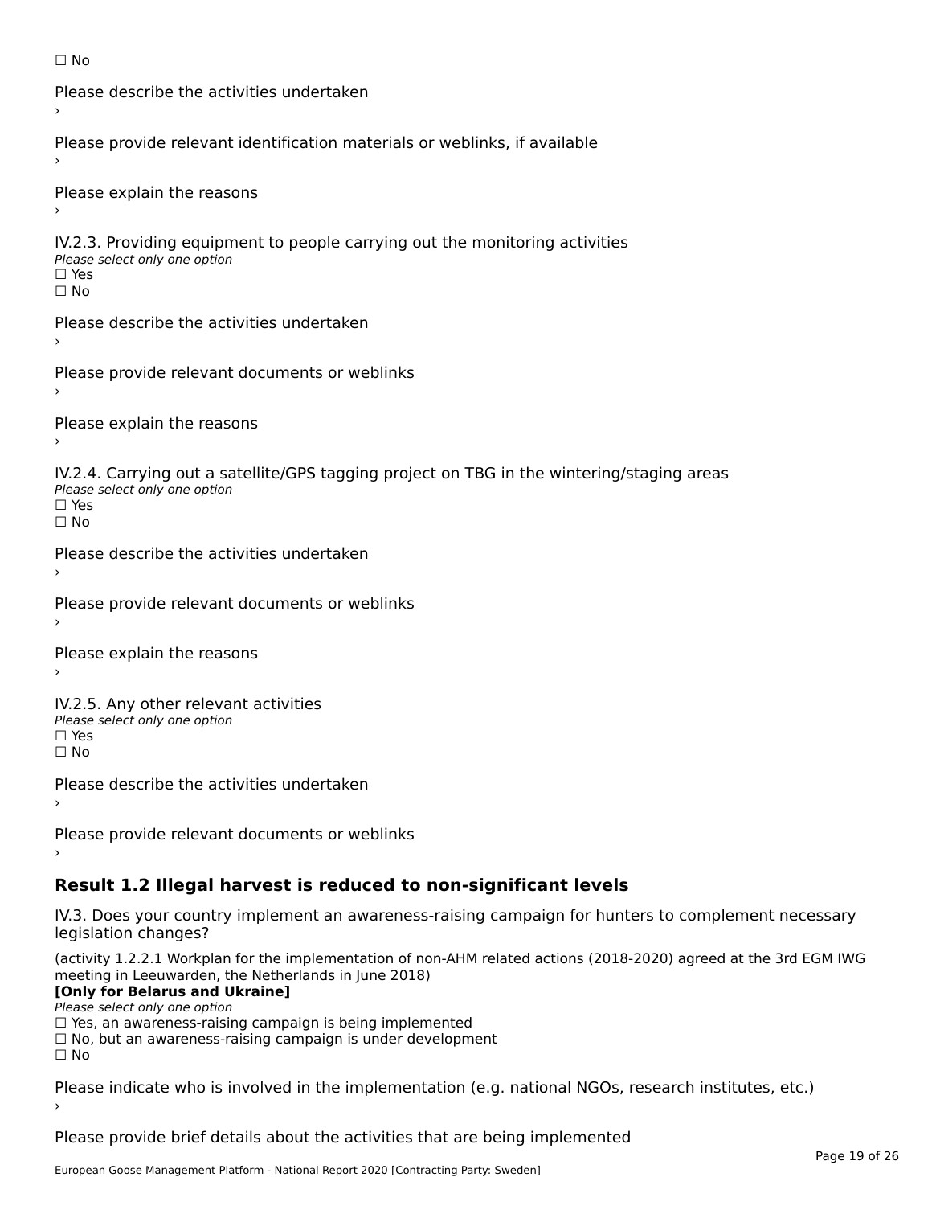☐ No

Please describe the activities undertaken
›

Please provide relevant identification materials or weblinks, if available
›

Please explain the reasons
›

IV.2.3. Providing equipment to people carrying out the monitoring activities
*Please select only one option*
☐ Yes
☐ No

Please describe the activities undertaken
›

Please provide relevant documents or weblinks
›

Please explain the reasons
›

IV.2.4. Carrying out a satellite/GPS tagging project on TBG in the wintering/staging areas
*Please select only one option*
☐ Yes
☐ No

Please describe the activities undertaken
›

Please provide relevant documents or weblinks
›

Please explain the reasons
›

IV.2.5. Any other relevant activities
*Please select only one option*
☐ Yes
☐ No

Please describe the activities undertaken
›

Please provide relevant documents or weblinks
›

## Result 1.2 Illegal harvest is reduced to non-significant levels

IV.3. Does your country implement an awareness-raising campaign for hunters to complement necessary legislation changes?

(activity 1.2.2.1 Workplan for the implementation of non-AHM related actions (2018-2020) agreed at the 3rd EGM IWG meeting in Leeuwarden, the Netherlands in June 2018)
**[Only for Belarus and Ukraine]**
*Please select only one option*
☐ Yes, an awareness-raising campaign is being implemented
☐ No, but an awareness-raising campaign is under development
☐ No

Please indicate who is involved in the implementation (e.g. national NGOs, research institutes, etc.)
›

Please provide brief details about the activities that are being implemented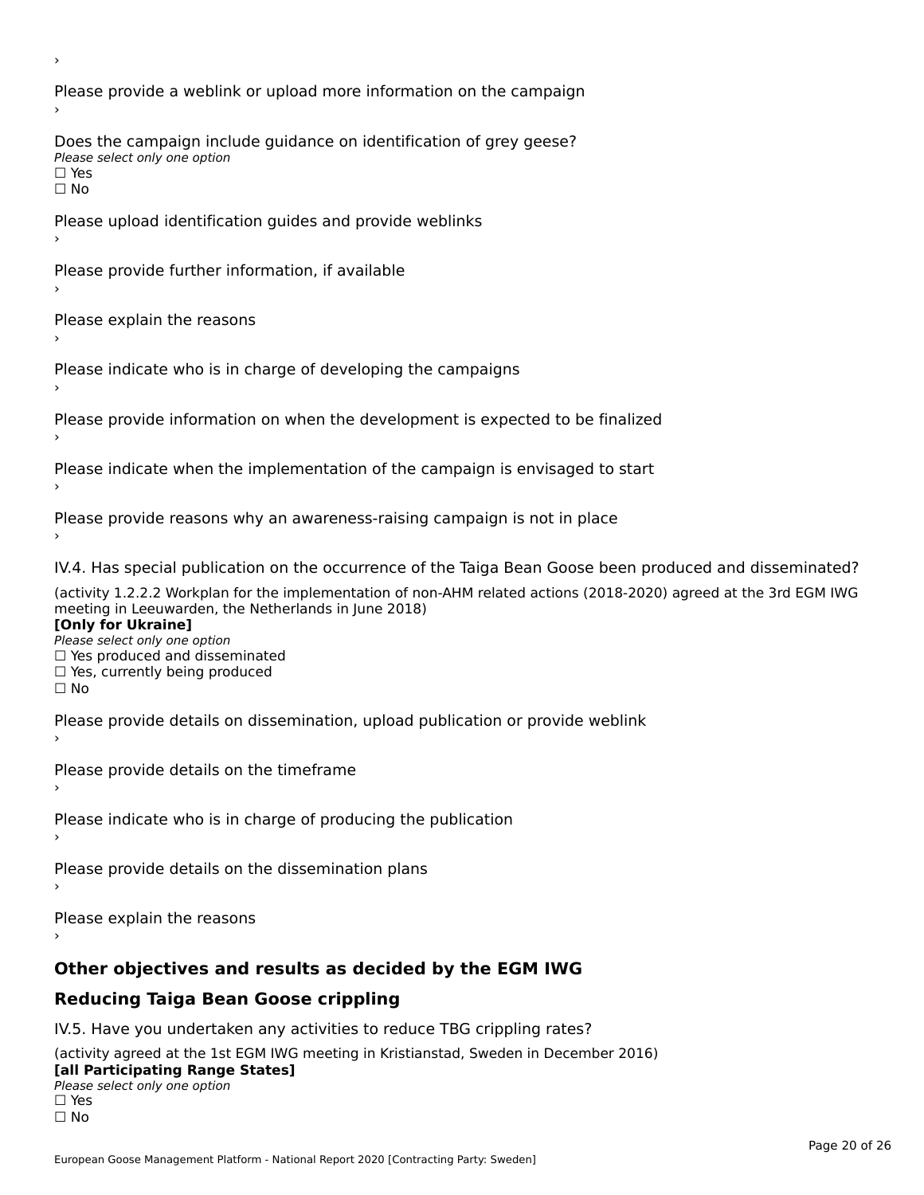›

Please provide a weblink or upload more information on the campaign

›

Does the campaign include guidance on identification of grey geese?

*Please select only one option*

☐ Yes

☐ No

Please upload identification guides and provide weblinks

›

Please provide further information, if available

›

Please explain the reasons

›

Please indicate who is in charge of developing the campaigns

›

Please provide information on when the development is expected to be finalized

›

Please indicate when the implementation of the campaign is envisaged to start

›

Please provide reasons why an awareness-raising campaign is not in place

›

IV.4. Has special publication on the occurrence of the Taiga Bean Goose been produced and disseminated?

(activity 1.2.2.2 Workplan for the implementation of non-AHM related actions (2018-2020) agreed at the 3rd EGM IWG meeting in Leeuwarden, the Netherlands in June 2018)

**[Only for Ukraine]**

*Please select only one option*

☐ Yes produced and disseminated

☐ Yes, currently being produced

☐ No

Please provide details on dissemination, upload publication or provide weblink

›

Please provide details on the timeframe

›

Please indicate who is in charge of producing the publication

›

Please provide details on the dissemination plans

›

Please explain the reasons

›

## Other objectives and results as decided by the EGM IWG

## Reducing Taiga Bean Goose crippling

IV.5. Have you undertaken any activities to reduce TBG crippling rates?

(activity agreed at the 1st EGM IWG meeting in Kristianstad, Sweden in December 2016)

**[all Participating Range States]**

*Please select only one option*

☐ Yes

☐ No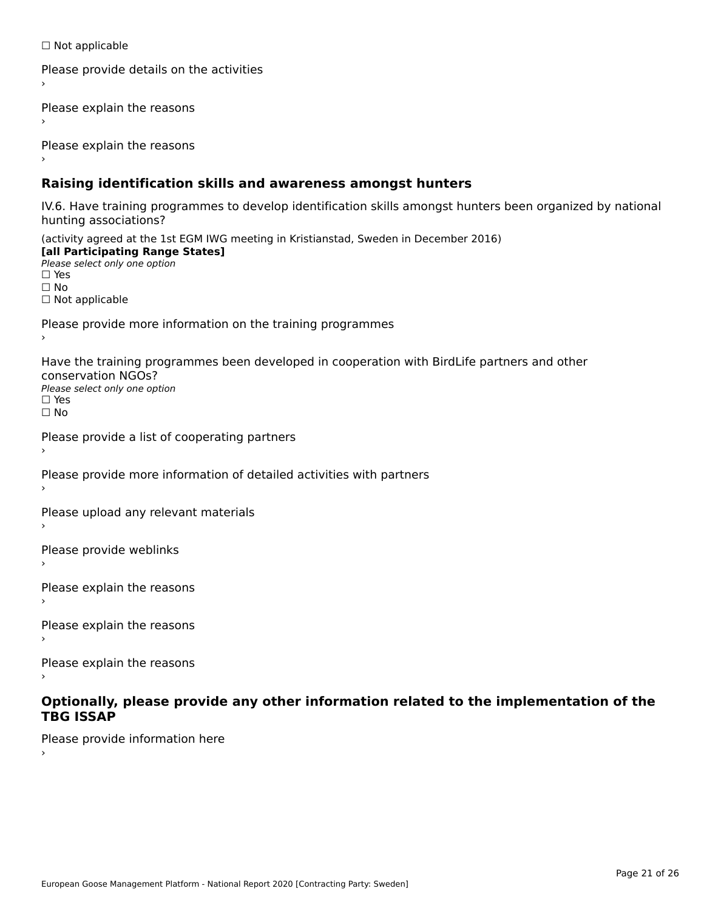☐ Not applicable

Please provide details on the activities
›

Please explain the reasons
›

Please explain the reasons
›

## Raising identification skills and awareness amongst hunters

IV.6. Have training programmes to develop identification skills amongst hunters been organized by national hunting associations?

(activity agreed at the 1st EGM IWG meeting in Kristianstad, Sweden in December 2016)
**[all Participating Range States]**
*Please select only one option*
☐ Yes
☐ No
☐ Not applicable

Please provide more information on the training programmes
›

Have the training programmes been developed in cooperation with BirdLife partners and other conservation NGOs?
*Please select only one option*
☐ Yes
☐ No

Please provide a list of cooperating partners
›

Please provide more information of detailed activities with partners
›

Please upload any relevant materials
›

Please provide weblinks
›

Please explain the reasons
›

Please explain the reasons
›

Please explain the reasons
›

## Optionally, please provide any other information related to the implementation of the TBG ISSAP

Please provide information here
›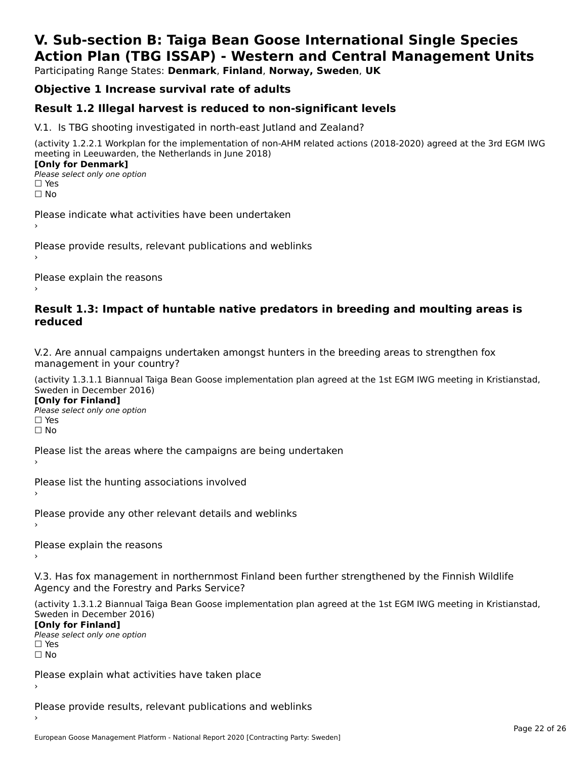# V. Sub-section B: Taiga Bean Goose International Single Species Action Plan (TBG ISSAP) - Western and Central Management Units

Participating Range States: **Denmark**, **Finland**, **Norway, Sweden**, **UK**

## Objective 1 Increase survival rate of adults

## Result 1.2 Illegal harvest is reduced to non-significant levels

V.1. Is TBG shooting investigated in north-east Jutland and Zealand?

(activity 1.2.2.1 Workplan for the implementation of non-AHM related actions (2018-2020) agreed at the 3rd EGM IWG meeting in Leeuwarden, the Netherlands in June 2018)

**[Only for Denmark]**

*Please select only one option*

☐ Yes

☐ No

Please indicate what activities have been undertaken

›

Please provide results, relevant publications and weblinks

›

Please explain the reasons

›

## Result 1.3: Impact of huntable native predators in breeding and moulting areas is reduced

V.2. Are annual campaigns undertaken amongst hunters in the breeding areas to strengthen fox management in your country?

(activity 1.3.1.1 Biannual Taiga Bean Goose implementation plan agreed at the 1st EGM IWG meeting in Kristianstad, Sweden in December 2016)

**[Only for Finland]**

*Please select only one option*

☐ Yes

☐ No

Please list the areas where the campaigns are being undertaken

›

Please list the hunting associations involved

›

Please provide any other relevant details and weblinks

›

Please explain the reasons

›

V.3. Has fox management in northernmost Finland been further strengthened by the Finnish Wildlife Agency and the Forestry and Parks Service?

(activity 1.3.1.2 Biannual Taiga Bean Goose implementation plan agreed at the 1st EGM IWG meeting in Kristianstad, Sweden in December 2016)

**[Only for Finland]**

*Please select only one option*

☐ Yes

☐ No

Please explain what activities have taken place

›

Please provide results, relevant publications and weblinks

›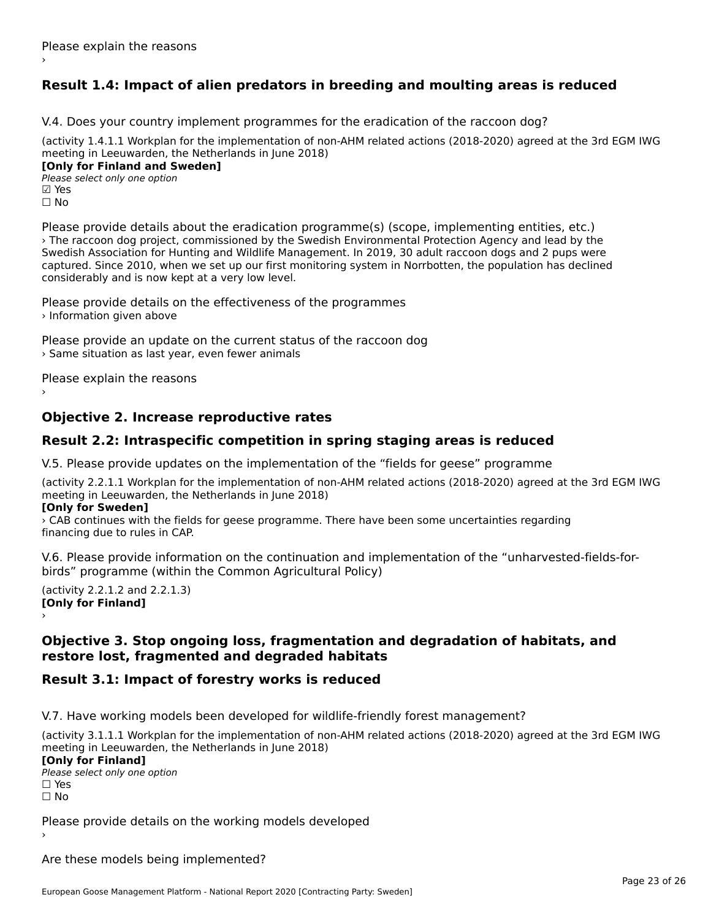Please explain the reasons

›

## Result 1.4: Impact of alien predators in breeding and moulting areas is reduced

V.4. Does your country implement programmes for the eradication of the raccoon dog?

(activity 1.4.1.1 Workplan for the implementation of non-AHM related actions (2018-2020) agreed at the 3rd EGM IWG meeting in Leeuwarden, the Netherlands in June 2018)

**[Only for Finland and Sweden]**

*Please select only one option*

☑ Yes

☐ No

Please provide details about the eradication programme(s) (scope, implementing entities, etc.)

› The raccoon dog project, commissioned by the Swedish Environmental Protection Agency and lead by the Swedish Association for Hunting and Wildlife Management. In 2019, 30 adult raccoon dogs and 2 pups were captured. Since 2010, when we set up our first monitoring system in Norrbotten, the population has declined considerably and is now kept at a very low level.

Please provide details on the effectiveness of the programmes

› Information given above

Please provide an update on the current status of the raccoon dog

› Same situation as last year, even fewer animals

Please explain the reasons

›

## Objective 2. Increase reproductive rates

## Result 2.2: Intraspecific competition in spring staging areas is reduced

V.5. Please provide updates on the implementation of the "fields for geese" programme

(activity 2.2.1.1 Workplan for the implementation of non-AHM related actions (2018-2020) agreed at the 3rd EGM IWG meeting in Leeuwarden, the Netherlands in June 2018)

**[Only for Sweden]**

› CAB continues with the fields for geese programme. There have been some uncertainties regarding financing due to rules in CAP.

V.6. Please provide information on the continuation and implementation of the "unharvested-fields-for-birds" programme (within the Common Agricultural Policy)

(activity 2.2.1.2 and 2.2.1.3)

**[Only for Finland]**

›

## Objective 3. Stop ongoing loss, fragmentation and degradation of habitats, and restore lost, fragmented and degraded habitats

## Result 3.1: Impact of forestry works is reduced

V.7. Have working models been developed for wildlife-friendly forest management?

(activity 3.1.1.1 Workplan for the implementation of non-AHM related actions (2018-2020) agreed at the 3rd EGM IWG meeting in Leeuwarden, the Netherlands in June 2018)

**[Only for Finland]**

*Please select only one option*

☐ Yes

☐ No

Please provide details on the working models developed

›

Are these models being implemented?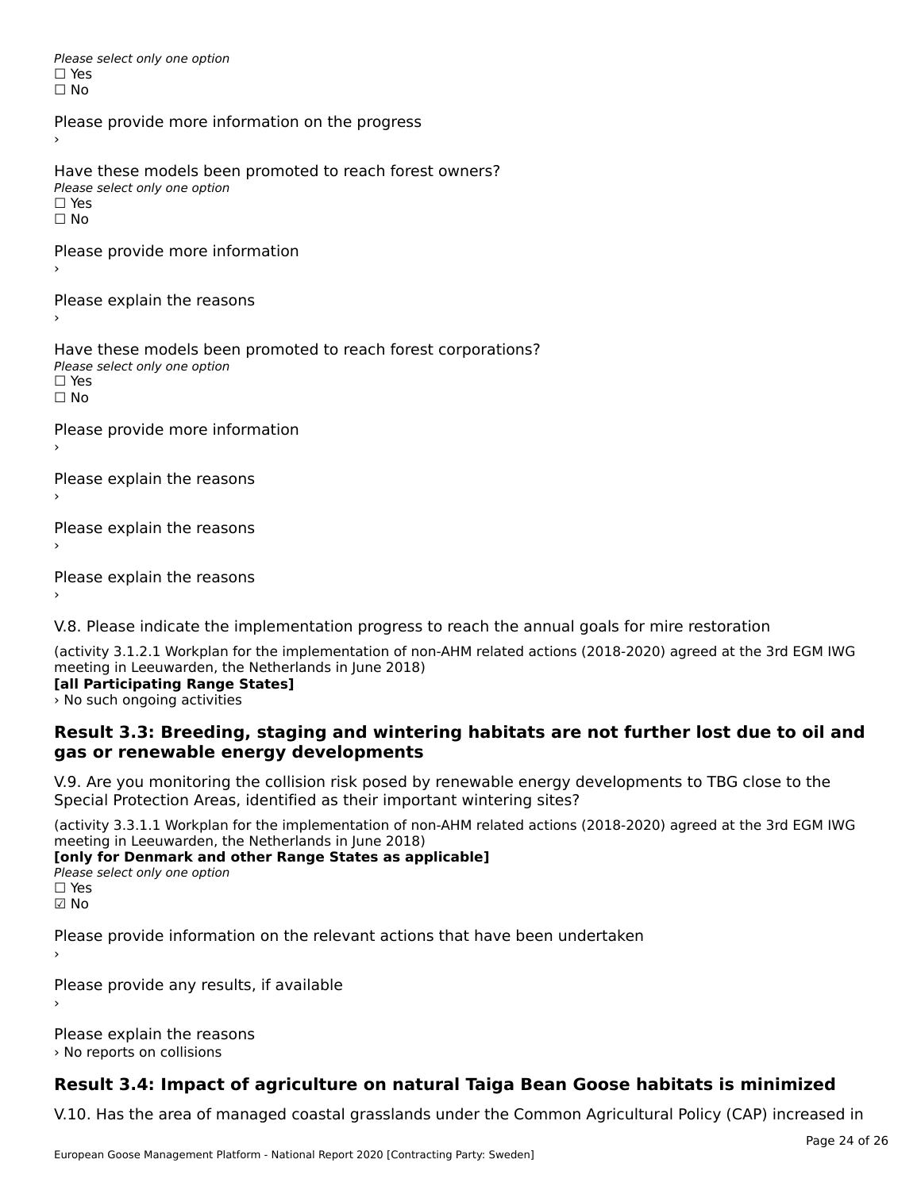*Please select only one option*
☐ Yes
☐ No

Please provide more information on the progress
›

Have these models been promoted to reach forest owners?
*Please select only one option*
☐ Yes
☐ No

Please provide more information
›

Please explain the reasons
›

Have these models been promoted to reach forest corporations?
*Please select only one option*
☐ Yes
☐ No

Please provide more information
›

Please explain the reasons
›

Please explain the reasons
›

Please explain the reasons
›

V.8. Please indicate the implementation progress to reach the annual goals for mire restoration

(activity 3.1.2.1 Workplan for the implementation of non-AHM related actions (2018-2020) agreed at the 3rd EGM IWG meeting in Leeuwarden, the Netherlands in June 2018)
**[all Participating Range States]**
› No such ongoing activities

## Result 3.3: Breeding, staging and wintering habitats are not further lost due to oil and gas or renewable energy developments

V.9. Are you monitoring the collision risk posed by renewable energy developments to TBG close to the Special Protection Areas, identified as their important wintering sites?

(activity 3.3.1.1 Workplan for the implementation of non-AHM related actions (2018-2020) agreed at the 3rd EGM IWG meeting in Leeuwarden, the Netherlands in June 2018)
**[only for Denmark and other Range States as applicable]**
*Please select only one option*
☐ Yes
☑ No

Please provide information on the relevant actions that have been undertaken
›

Please provide any results, if available
›

Please explain the reasons
› No reports on collisions

## Result 3.4: Impact of agriculture on natural Taiga Bean Goose habitats is minimized

V.10. Has the area of managed coastal grasslands under the Common Agricultural Policy (CAP) increased in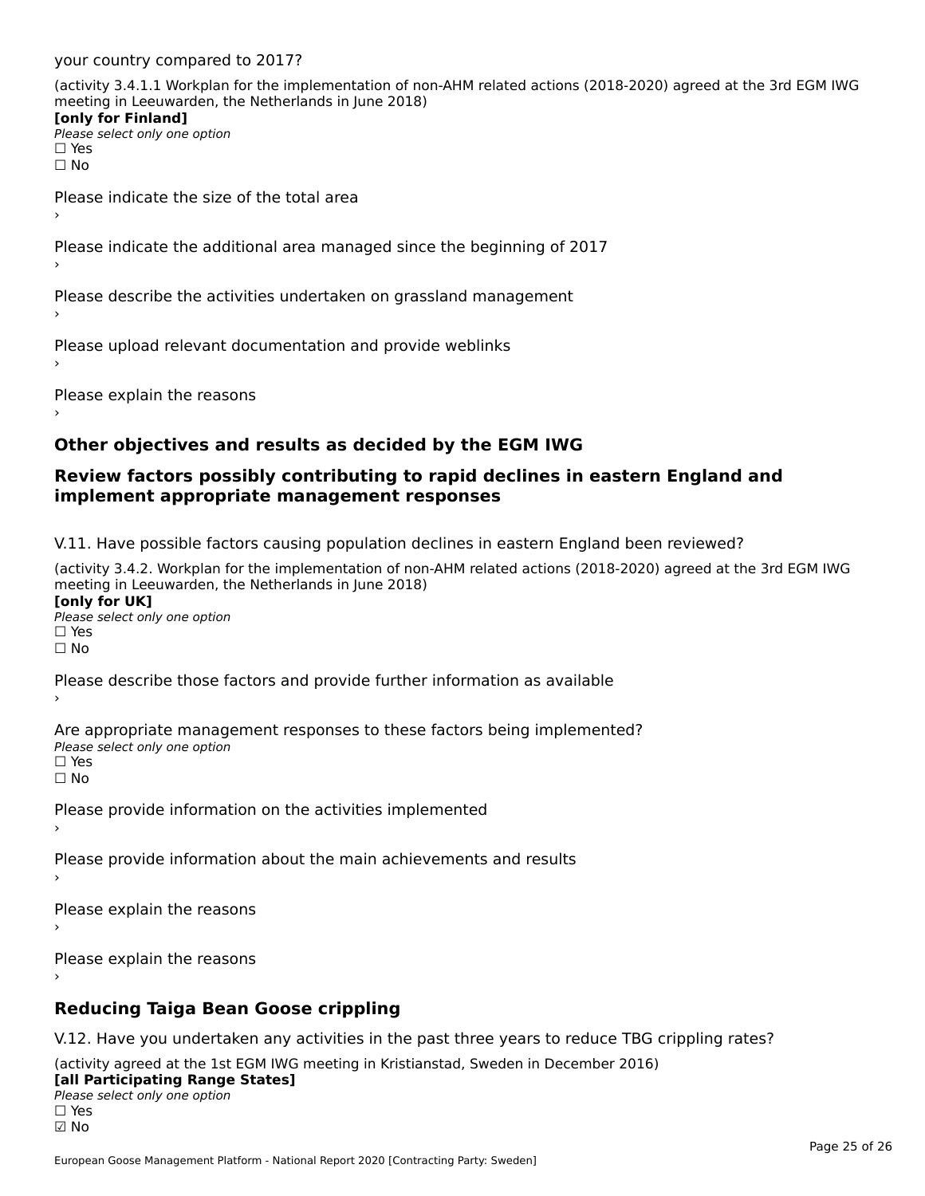your country compared to 2017?

(activity 3.4.1.1 Workplan for the implementation of non-AHM related actions (2018-2020) agreed at the 3rd EGM IWG meeting in Leeuwarden, the Netherlands in June 2018)

**[only for Finland]**

*Please select only one option*

☐ Yes

☐ No

Please indicate the size of the total area

›

Please indicate the additional area managed since the beginning of 2017

›

Please describe the activities undertaken on grassland management

›

Please upload relevant documentation and provide weblinks

›

Please explain the reasons

›

## Other objectives and results as decided by the EGM IWG

## Review factors possibly contributing to rapid declines in eastern England and implement appropriate management responses

V.11. Have possible factors causing population declines in eastern England been reviewed?

(activity 3.4.2. Workplan for the implementation of non-AHM related actions (2018-2020) agreed at the 3rd EGM IWG meeting in Leeuwarden, the Netherlands in June 2018)

**[only for UK]**

*Please select only one option*

☐ Yes

☐ No

Please describe those factors and provide further information as available

›

Are appropriate management responses to these factors being implemented?

*Please select only one option*

☐ Yes

☐ No

Please provide information on the activities implemented

›

Please provide information about the main achievements and results

›

Please explain the reasons

›

Please explain the reasons

›

## Reducing Taiga Bean Goose crippling

V.12. Have you undertaken any activities in the past three years to reduce TBG crippling rates?

(activity agreed at the 1st EGM IWG meeting in Kristianstad, Sweden in December 2016)

**[all Participating Range States]**

*Please select only one option*

☐ Yes

☑ No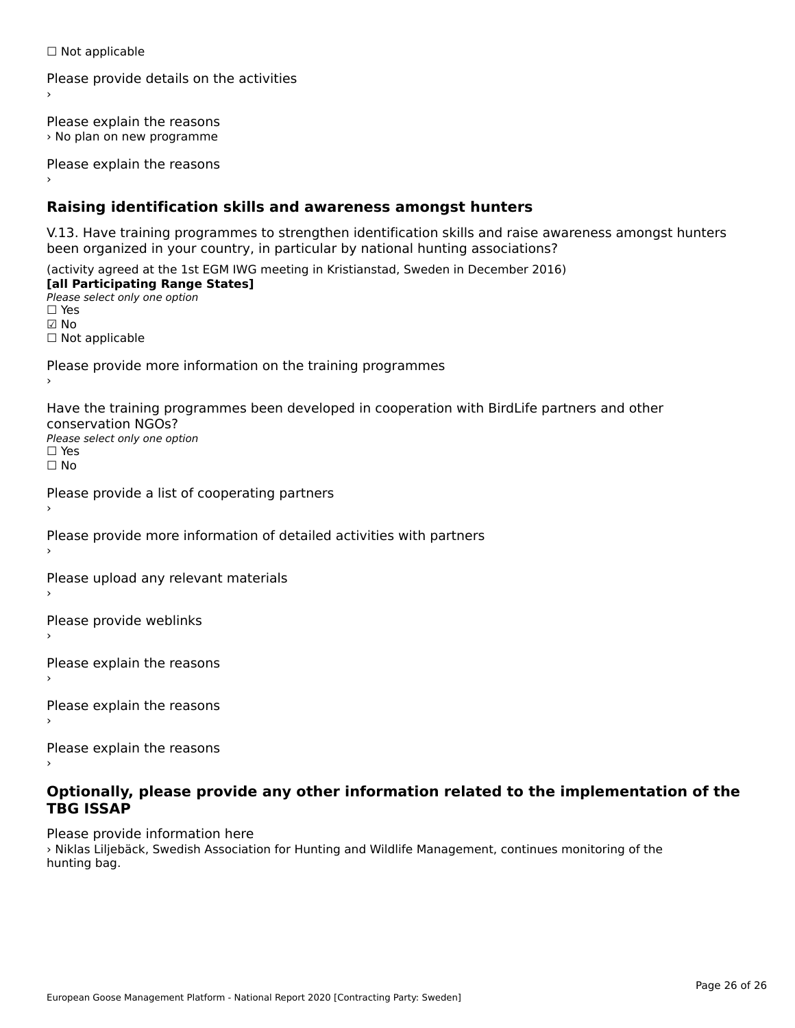☐ Not applicable

Please provide details on the activities
›

Please explain the reasons
› No plan on new programme

Please explain the reasons
›

## Raising identification skills and awareness amongst hunters

V.13. Have training programmes to strengthen identification skills and raise awareness amongst hunters been organized in your country, in particular by national hunting associations?

(activity agreed at the 1st EGM IWG meeting in Kristianstad, Sweden in December 2016)
**[all Participating Range States]**
*Please select only one option*
☐ Yes
☑ No
☐ Not applicable

Please provide more information on the training programmes
›

Have the training programmes been developed in cooperation with BirdLife partners and other conservation NGOs?
*Please select only one option*
☐ Yes
☐ No

Please provide a list of cooperating partners
›

Please provide more information of detailed activities with partners
›

Please upload any relevant materials
›

Please provide weblinks
›

Please explain the reasons
›

Please explain the reasons
›

Please explain the reasons
›

## Optionally, please provide any other information related to the implementation of the TBG ISSAP

Please provide information here
› Niklas Liljebäck, Swedish Association for Hunting and Wildlife Management, continues monitoring of the hunting bag.